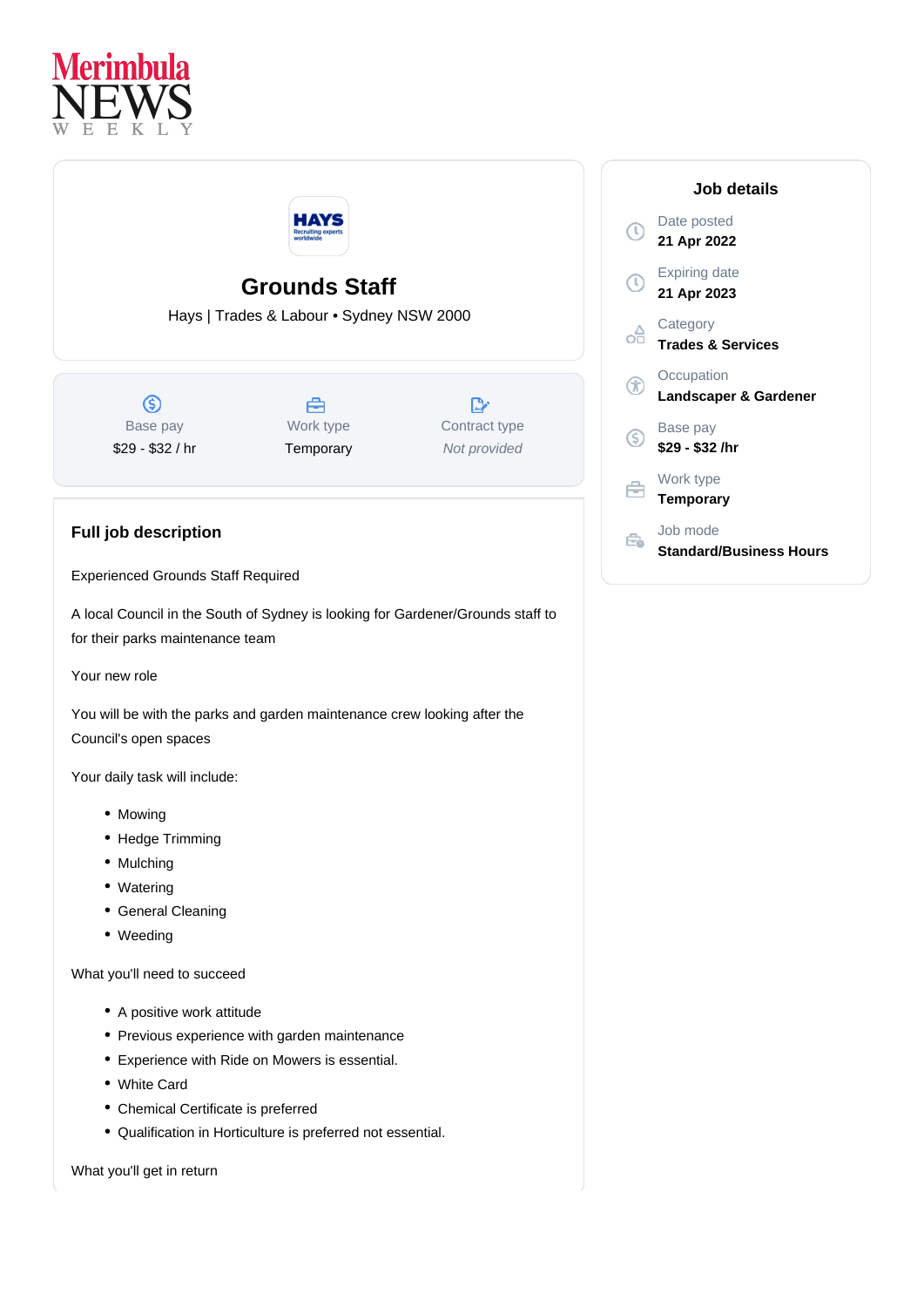Merimbula NEWS WEEKLY

# Grounds Staff

Hays | Trades & Labour • Sydney NSW 2000

| Base pay | Work type | Contract type |
|---|---|---|
| $29 - $32 / hr | Temporary | *Not provided* |

## Job details

Date posted
**21 Apr 2022**

Expiring date
**21 Apr 2023**

Category
**Trades & Services**

Occupation
**Landscaper & Gardener**

Base pay
**$29 - $32 /hr**

Work type
**Temporary**

Job mode
**Standard/Business Hours**

## Full job description

Experienced Grounds Staff Required

A local Council in the South of Sydney is looking for Gardener/Grounds staff to for their parks maintenance team

Your new role

You will be with the parks and garden maintenance crew looking after the Council's open spaces

Your daily task will include:

- Mowing
- Hedge Trimming
- Mulching
- Watering
- General Cleaning
- Weeding

What you'll need to succeed

- A positive work attitude
- Previous experience with garden maintenance
- Experience with Ride on Mowers is essential.
- White Card
- Chemical Certificate is preferred
- Qualification in Horticulture is preferred not essential.

What you'll get in return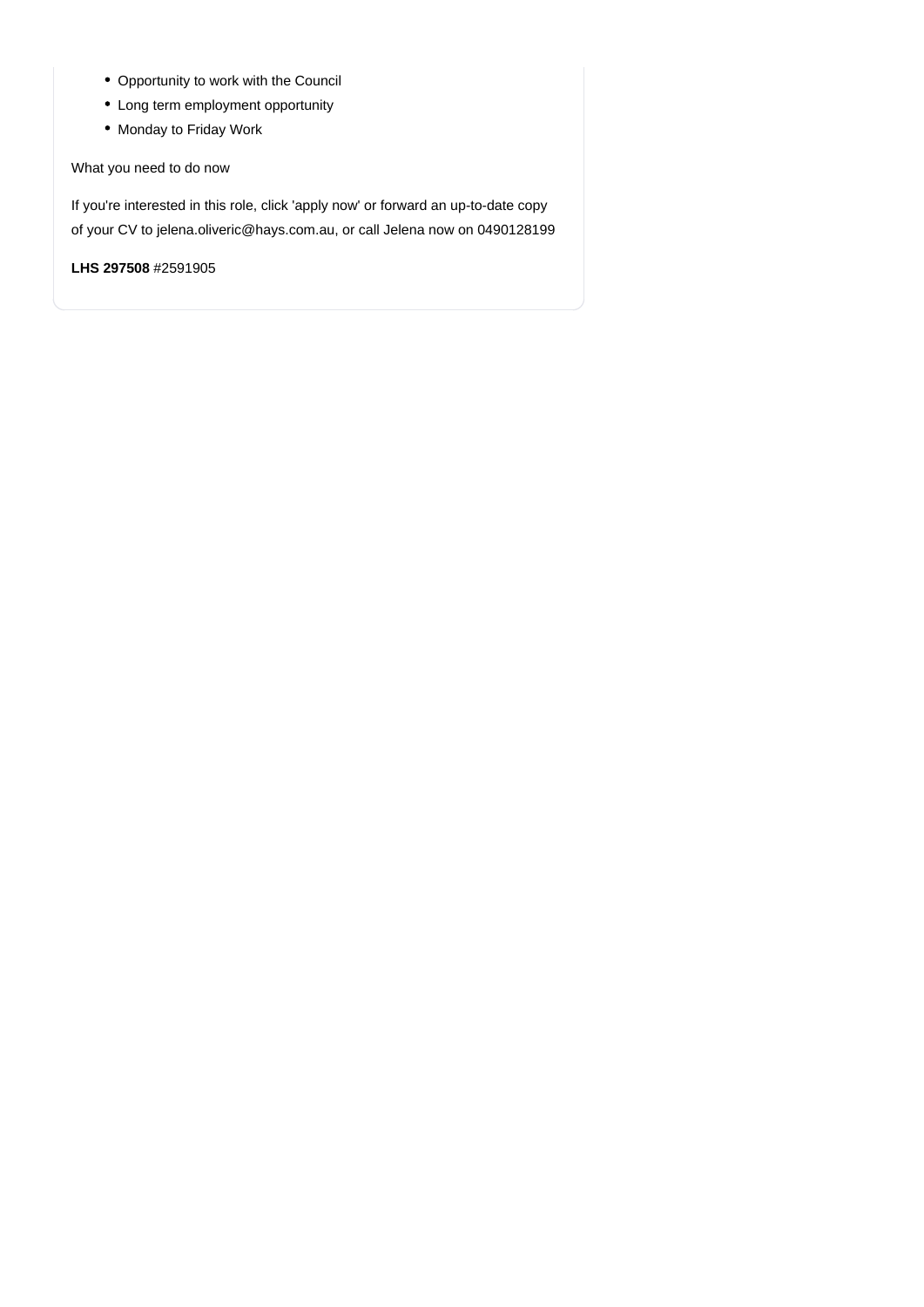- Opportunity to work with the Council
- Long term employment opportunity
- Monday to Friday Work

What you need to do now

If you're interested in this role, click 'apply now' or forward an up-to-date copy of your CV to jelena.oliveric@hays.com.au, or call Jelena now on 0490128199

**LHS 297508** #2591905